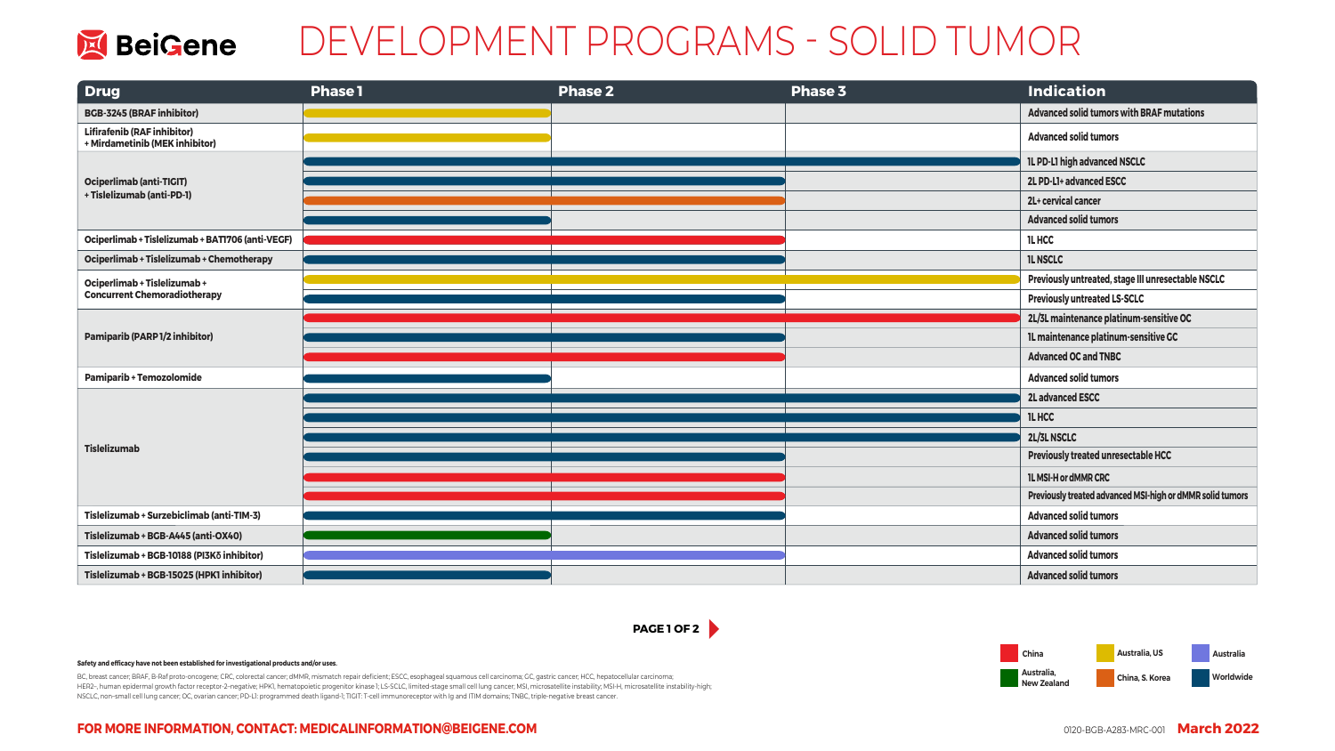# BeiGene

# DEVELOPMENT PROGRAMS - SOLID TUMOR

| Drug | Phase 1 | Phase 2 | Phase 3 | Indication |
|---|---|---|---|---|
| BGB-3245 (BRAF inhibitor) | Australia, US | | | Advanced solid tumors with BRAF mutations |
| Lifirafenib (RAF inhibitor) + Mirdametinib (MEK inhibitor) | Australia, US | | | Advanced solid tumors |
| Ociperlimab (anti-TIGIT) + Tislelizumab (anti-PD-1) | Worldwide | Worldwide | Worldwide | 1L PD-L1 high advanced NSCLC |
| | Worldwide | Worldwide | | 2L PD-L1+ advanced ESCC |
| | China, S. Korea | China, S. Korea | | 2L+ cervical cancer |
| | Worldwide | | | Advanced solid tumors |
| Ociperlimab + Tislelizumab + BAT1706 (anti-VEGF) | China | China | | 1L HCC |
| Ociperlimab + Tislelizumab + Chemotherapy | Worldwide | Worldwide | | 1L NSCLC |
| Ociperlimab + Tislelizumab + Concurrent Chemoradiotherapy | Australia, US | Australia, US | Australia, US | Previously untreated, stage III unresectable NSCLC |
| | Worldwide | Worldwide | | Previously untreated LS-SCLC |
| Pamiparib (PARP 1/2 inhibitor) | China | China | China | 2L/3L maintenance platinum-sensitive OC |
| | Worldwide | Worldwide | | 1L maintenance platinum-sensitive GC |
| | China | China | | Advanced OC and TNBC |
| Pamiparib + Temozolomide | Worldwide | | | Advanced solid tumors |
| Tislelizumab | Worldwide | Worldwide | Worldwide | 2L advanced ESCC |
| | Worldwide | Worldwide | Worldwide | 1L HCC |
| | Worldwide | Worldwide | Worldwide | 2L/3L NSCLC |
| | Worldwide | Worldwide | | Previously treated unresectable HCC |
| | China | China | | 1L MSI-H or dMMR CRC |
| | China | China | | Previously treated advanced MSI-high or dMMR solid tumors |
| Tislelizumab + Surzebiclimab (anti-TIM-3) | Worldwide | Worldwide | | Advanced solid tumors |
| Tislelizumab + BGB-A445 (anti-OX40) | Australia, New Zealand | | | Advanced solid tumors |
| Tislelizumab + BGB-10188 (PI3Kδ inhibitor) | Australia | Australia | | Advanced solid tumors |
| Tislelizumab + BGB-15025 (HPK1 inhibitor) | Worldwide | | | Advanced solid tumors |

Legend (bar colors): China (red); Australia, US (yellow); Australia (purple); Australia, New Zealand (green); China, S. Korea (orange); Worldwide (dark blue)

**Safety and efficacy have not been established for investigational products and/or uses.**

BC, breast cancer; BRAF, B-Raf proto-oncogene; CRC, colorectal cancer; dMMR, mismatch repair deficient; ESCC, esophageal squamous cell carcinoma; GC, gastric cancer; HCC, hepatocellular carcinoma; HER2-, human epidermal growth factor receptor-2-negative; HPK1, hematopoietic progenitor kinase 1; LS-SCLC, limited-stage small cell lung cancer; MSI, microsatellite instability; MSI-H, microsatellite instability-high; NSCLC, non-small cell lung cancer; OC, ovarian cancer; PD-L1, programmed death ligand-1; TIGIT, T-cell immunoreceptor with Ig and ITIM domains; TNBC, triple-negative breast cancer.

**FOR MORE INFORMATION, CONTACT: MEDICALINFORMATION@BEIGENE.COM**

0120-BGB-A283-MRC-001 **March 2022**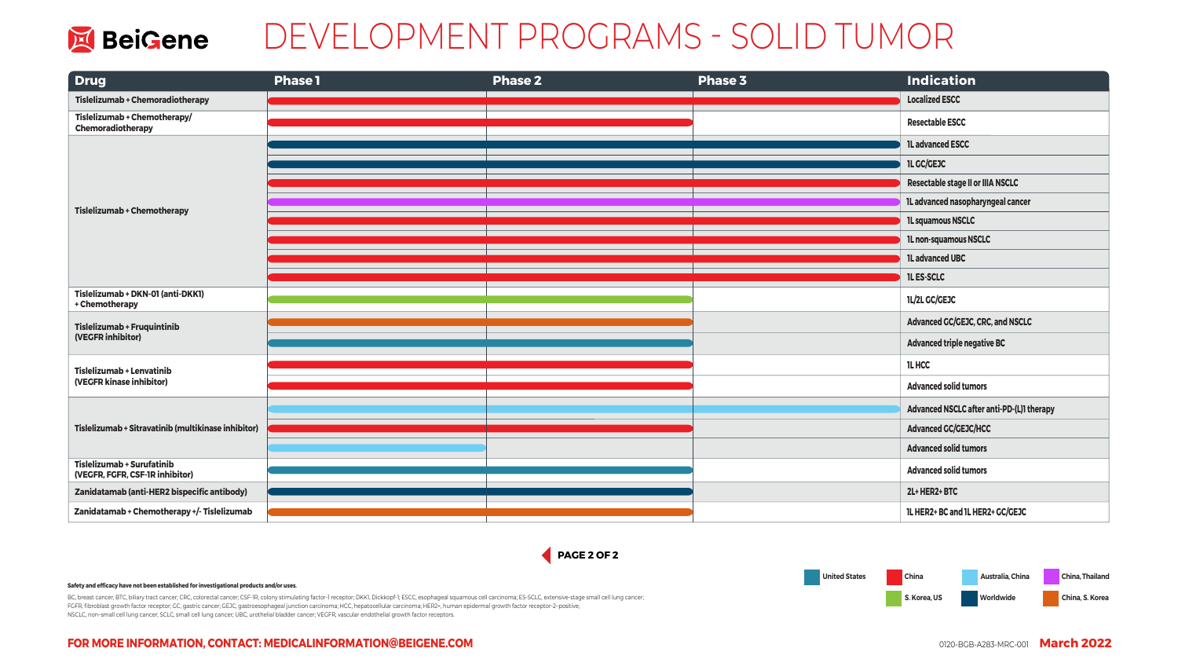# BeiGene

# DEVELOPMENT PROGRAMS - SOLID TUMOR

| Drug | Phase 1 | Phase 2 | Phase 3 | Indication |
|---|---|---|---|---|
| Tislelizumab + Chemoradiotherapy | | | | Localized ESCC |
| Tislelizumab + Chemotherapy/ Chemoradiotherapy | | | | Resectable ESCC |
| Tislelizumab + Chemotherapy | | | | 1L advanced ESCC |
| | | | | 1L GC/GEJC |
| | | | | Resectable stage II or IIIA NSCLC |
| | | | | 1L advanced nasopharyngeal cancer |
| | | | | 1L squamous NSCLC |
| | | | | 1L non-squamous NSCLC |
| | | | | 1L advanced UBC |
| | | | | 1L ES-SCLC |
| Tislelizumab + DKN-01 (anti-DKK1) + Chemotherapy | | | | 1L/2L GC/GEJC |
| Tislelizumab + Fruquintinib (VEGFR inhibitor) | | | | Advanced GC/GEJC, CRC, and NSCLC |
| | | | | Advanced triple negative BC |
| Tislelizumab + Lenvatinib (VEGFR kinase inhibitor) | | | | 1L HCC |
| | | | | Advanced solid tumors |
| Tislelizumab + Sitravatinib (multikinase inhibitor) | | | | Advanced NSCLC after anti-PD-(L)1 therapy |
| | | | | Advanced GC/GEJC/HCC |
| | | | | Advanced solid tumors |
| Tislelizumab + Surufatinib (VEGFR, FGFR, CSF-1R inhibitor) | | | | Advanced solid tumors |
| Zanidatamab (anti-HER2 bispecific antibody) | | | | 2L+ HER2+ BTC |
| Zanidatamab + Chemotherapy +/- Tislelizumab | | | | 1L HER2+ BC and 1L HER2+ GC/GEJC |

United States
China
Australia, China
China, Thailand
S. Korea, US
Worldwide
China, S. Korea

**Safety and efficacy have not been established for investigational products and/or uses.**

BC, breast cancer; BTC, biliary tract cancer; CRC, colorectal cancer; CSF-1R, colony stimulating factor-1 receptor; DKK1, Dickkopf-1; ESCC, esophageal squamous cell carcinoma; ES-SCLC, extensive-stage small cell lung cancer; FGFR, fibroblast growth factor receptor; GC, gastric cancer; GEJC, gastroesophageal junction carcinoma; HCC, hepatocellular carcinoma; HER2+, human epidermal growth factor receptor-2–positive; NSCLC, non-small cell lung cancer; SCLC, small cell lung cancer; UBC, urothelial bladder cancer; VEGFR, vascular endothelial growth factor receptors.

**FOR MORE INFORMATION, CONTACT: MEDICALINFORMATION@BEIGENE.COM**

0120-BGB-A283-MRC-001 **March 2022**